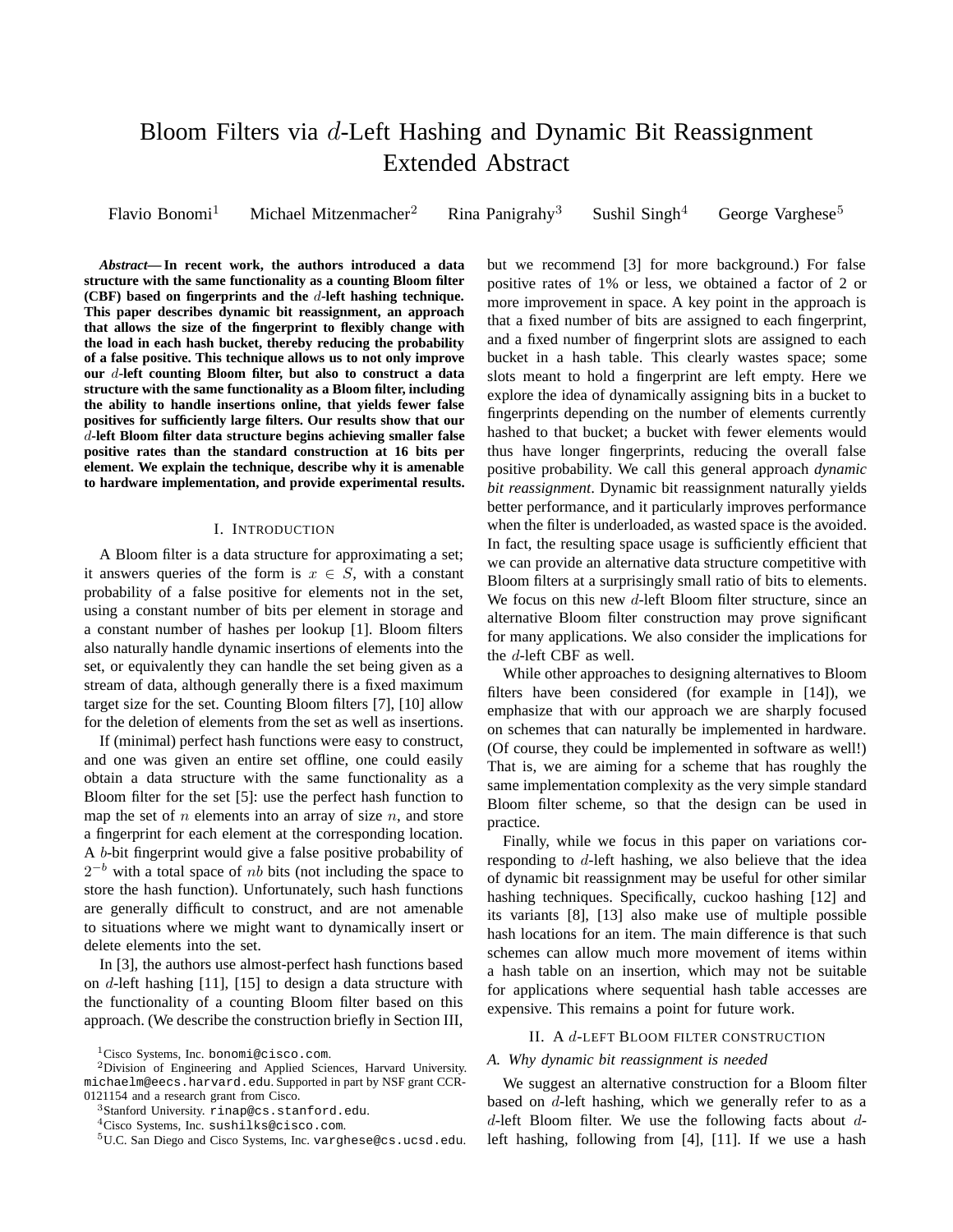# Bloom Filters via $d$-Left Hashing and Dynamic Bit Reassignment Extended Abstract

Flavio Bonomi[1] Michael Mitzenmacher[2] Rina Panigrahy[3] Sushil Singh[4] George Varghese[5]

***Abstract*— In recent work, the authors introduced a data structure with the same functionality as a counting Bloom filter (CBF) based on fingerprints and the $d$-left hashing technique. This paper describes dynamic bit reassignment, an approach that allows the size of the fingerprint to flexibly change with the load in each hash bucket, thereby reducing the probability of a false positive. This technique allows us to not only improve our $d$-left counting Bloom filter, but also to construct a data structure with the same functionality as a Bloom filter, including the ability to handle insertions online, that yields fewer false positives for sufficiently large filters. Our results show that our $d$-left Bloom filter data structure begins achieving smaller false positive rates than the standard construction at 16 bits per element. We explain the technique, describe why it is amenable to hardware implementation, and provide experimental results.**

## I. Introduction

A Bloom filter is a data structure for approximating a set; it answers queries of the form is $x \in S$, with a constant probability of a false positive for elements not in the set, using a constant number of bits per element in storage and a constant number of hashes per lookup [1]. Bloom filters also naturally handle dynamic insertions of elements into the set, or equivalently they can handle the set being given as a stream of data, although generally there is a fixed maximum target size for the set. Counting Bloom filters [7], [10] allow for the deletion of elements from the set as well as insertions.

If (minimal) perfect hash functions were easy to construct, and one was given an entire set offline, one could easily obtain a data structure with the same functionality as a Bloom filter for the set [5]: use the perfect hash function to map the set of $n$ elements into an array of size $n$, and store a fingerprint for each element at the corresponding location. A $b$-bit fingerprint would give a false positive probability of $2^{-b}$ with a total space of $nb$ bits (not including the space to store the hash function). Unfortunately, such hash functions are generally difficult to construct, and are not amenable to situations where we might want to dynamically insert or delete elements into the set.

In [3], the authors use almost-perfect hash functions based on $d$-left hashing [11], [15] to design a data structure with the functionality of a counting Bloom filter based on this approach. (We describe the construction briefly in Section III, but we recommend [3] for more background.) For false positive rates of 1% or less, we obtained a factor of 2 or more improvement in space. A key point in the approach is that a fixed number of bits are assigned to each fingerprint, and a fixed number of fingerprint slots are assigned to each bucket in a hash table. This clearly wastes space; some slots meant to hold a fingerprint are left empty. Here we explore the idea of dynamically assigning bits in a bucket to fingerprints depending on the number of elements currently hashed to that bucket; a bucket with fewer elements would thus have longer fingerprints, reducing the overall false positive probability. We call this general approach *dynamic bit reassignment*. Dynamic bit reassignment naturally yields better performance, and it particularly improves performance when the filter is underloaded, as wasted space is the avoided. In fact, the resulting space usage is sufficiently efficient that we can provide an alternative data structure competitive with Bloom filters at a surprisingly small ratio of bits to elements. We focus on this new $d$-left Bloom filter structure, since an alternative Bloom filter construction may prove significant for many applications. We also consider the implications for the $d$-left CBF as well.

While other approaches to designing alternatives to Bloom filters have been considered (for example in [14]), we emphasize that with our approach we are sharply focused on schemes that can naturally be implemented in hardware. (Of course, they could be implemented in software as well!) That is, we are aiming for a scheme that has roughly the same implementation complexity as the very simple standard Bloom filter scheme, so that the design can be used in practice.

Finally, while we focus in this paper on variations corresponding to $d$-left hashing, we also believe that the idea of dynamic bit reassignment may be useful for other similar hashing techniques. Specifically, cuckoo hashing [12] and its variants [8], [13] also make use of multiple possible hash locations for an item. The main difference is that such schemes can allow much more movement of items within a hash table on an insertion, which may not be suitable for applications where sequential hash table accesses are expensive. This remains a point for future work.

## II. A $d$-left Bloom filter construction

### A. Why dynamic bit reassignment is needed

We suggest an alternative construction for a Bloom filter based on $d$-left hashing, which we generally refer to as a $d$-left Bloom filter. We use the following facts about $d$-left hashing, following from [4], [11]. If we use a hash

[1]Cisco Systems, Inc. bonomi@cisco.com.

[2]Division of Engineering and Applied Sciences, Harvard University. michaelm@eecs.harvard.edu. Supported in part by NSF grant CCR-0121154 and a research grant from Cisco.

[3]Stanford University. rinap@cs.stanford.edu.

[4]Cisco Systems, Inc. sushilks@cisco.com.

[5]U.C. San Diego and Cisco Systems, Inc. varghese@cs.ucsd.edu.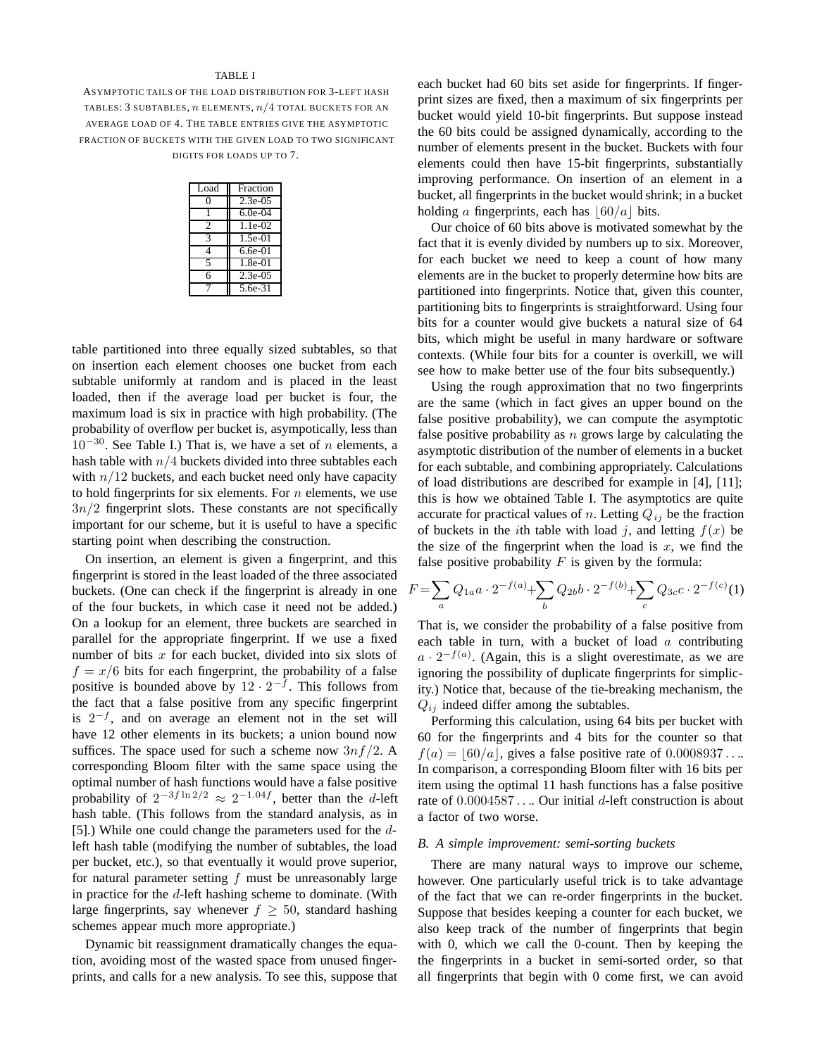TABLE I

ASYMPTOTIC TAILS OF THE LOAD DISTRIBUTION FOR 3-LEFT HASH TABLES: 3 SUBTABLES, $n$ ELEMENTS, $n/4$ TOTAL BUCKETS FOR AN AVERAGE LOAD OF 4. THE TABLE ENTRIES GIVE THE ASYMPTOTIC FRACTION OF BUCKETS WITH THE GIVEN LOAD TO TWO SIGNIFICANT DIGITS FOR LOADS UP TO 7.

| Load | Fraction |
|---|---|
| 0 | 2.3e-05 |
| 1 | 6.0e-04 |
| 2 | 1.1e-02 |
| 3 | 1.5e-01 |
| 4 | 6.6e-01 |
| 5 | 1.8e-01 |
| 6 | 2.3e-05 |
| 7 | 5.6e-31 |

table partitioned into three equally sized subtables, so that on insertion each element chooses one bucket from each subtable uniformly at random and is placed in the least loaded, then if the average load per bucket is four, the maximum load is six in practice with high probability. (The probability of overflow per bucket is, asymptotically, less than $10^{-30}$. See Table I.) That is, we have a set of $n$ elements, a hash table with $n/4$ buckets divided into three subtables each with $n/12$ buckets, and each bucket need only have capacity to hold fingerprints for six elements. For $n$ elements, we use $3n/2$ fingerprint slots. These constants are not specifically important for our scheme, but it is useful to have a specific starting point when describing the construction.

On insertion, an element is given a fingerprint, and this fingerprint is stored in the least loaded of the three associated buckets. (One can check if the fingerprint is already in one of the four buckets, in which case it need not be added.) On a lookup for an element, three buckets are searched in parallel for the appropriate fingerprint. If we use a fixed number of bits $x$ for each bucket, divided into six slots of $f = x/6$ bits for each fingerprint, the probability of a false positive is bounded above by $12 \cdot 2^{-f}$. This follows from the fact that a false positive from any specific fingerprint is $2^{-f}$, and on average an element not in the set will have 12 other elements in its buckets; a union bound now suffices. The space used for such a scheme now $3nf/2$. A corresponding Bloom filter with the same space using the optimal number of hash functions would have a false positive probability of $2^{-3f \ln 2/2} \approx 2^{-1.04f}$, better than the $d$-left hash table. (This follows from the standard analysis, as in [5].) While one could change the parameters used for the $d$-left hash table (modifying the number of subtables, the load per bucket, etc.), so that eventually it would prove superior, for natural parameter setting $f$ must be unreasonably large in practice for the $d$-left hashing scheme to dominate. (With large fingerprints, say whenever $f \geq 50$, standard hashing schemes appear much more appropriate.)

Dynamic bit reassignment dramatically changes the equation, avoiding most of the wasted space from unused fingerprints, and calls for a new analysis. To see this, suppose that each bucket had 60 bits set aside for fingerprints. If fingerprint sizes are fixed, then a maximum of six fingerprints per bucket would yield 10-bit fingerprints. But suppose instead the 60 bits could be assigned dynamically, according to the number of elements present in the bucket. Buckets with four elements could then have 15-bit fingerprints, substantially improving performance. On insertion of an element in a bucket, all fingerprints in the bucket would shrink; in a bucket holding $a$ fingerprints, each has $\lfloor 60/a \rfloor$ bits.

Our choice of 60 bits above is motivated somewhat by the fact that it is evenly divided by numbers up to six. Moreover, for each bucket we need to keep a count of how many elements are in the bucket to properly determine how bits are partitioned into fingerprints. Notice that, given this counter, partitioning bits to fingerprints is straightforward. Using four bits for a counter would give buckets a natural size of 64 bits, which might be useful in many hardware or software contexts. (While four bits for a counter is overkill, we will see how to make better use of the four bits subsequently.)

Using the rough approximation that no two fingerprints are the same (which in fact gives an upper bound on the false positive probability), we can compute the asymptotic false positive probability as $n$ grows large by calculating the asymptotic distribution of the number of elements in a bucket for each subtable, and combining appropriately. Calculations of load distributions are described for example in [4], [11]; this is how we obtained Table I. The asymptotics are quite accurate for practical values of $n$. Letting $Q_{ij}$ be the fraction of buckets in the $i$th table with load $j$, and letting $f(x)$ be the size of the fingerprint when the load is $x$, we find the false positive probability $F$ is given by the formula:

$$F = \sum_a Q_{1a} a \cdot 2^{-f(a)} + \sum_b Q_{2b} b \cdot 2^{-f(b)} + \sum_c Q_{3c} c \cdot 2^{-f(c)} \quad (1)$$

That is, we consider the probability of a false positive from each table in turn, with a bucket of load $a$ contributing $a \cdot 2^{-f(a)}$. (Again, this is a slight overestimate, as we are ignoring the possibility of duplicate fingerprints for simplicity.) Notice that, because of the tie-breaking mechanism, the $Q_{ij}$ indeed differ among the subtables.

Performing this calculation, using 64 bits per bucket with 60 for the fingerprints and 4 bits for the counter so that $f(a) = \lfloor 60/a \rfloor$, gives a false positive rate of $0.0008937\ldots$. In comparison, a corresponding Bloom filter with 16 bits per item using the optimal 11 hash functions has a false positive rate of $0.0004587\ldots$. Our initial $d$-left construction is about a factor of two worse.

### B. A simple improvement: semi-sorting buckets

There are many natural ways to improve our scheme, however. One particularly useful trick is to take advantage of the fact that we can re-order fingerprints in the bucket. Suppose that besides keeping a counter for each bucket, we also keep track of the number of fingerprints that begin with 0, which we call the 0-count. Then by keeping the the fingerprints in a bucket in semi-sorted order, so that all fingerprints that begin with 0 come first, we can avoid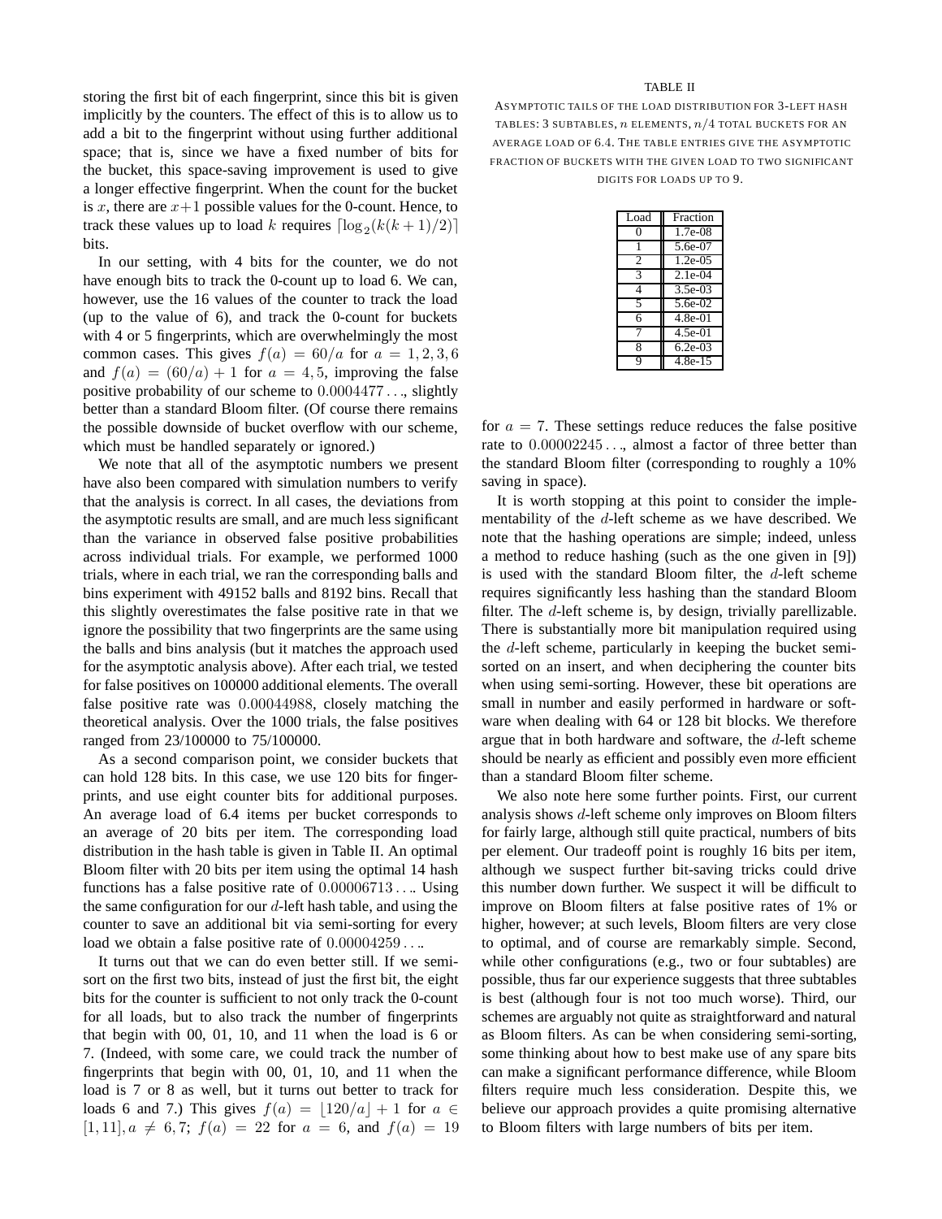storing the first bit of each fingerprint, since this bit is given implicitly by the counters. The effect of this is to allow us to add a bit to the fingerprint without using further additional space; that is, since we have a fixed number of bits for the bucket, this space-saving improvement is used to give a longer effective fingerprint. When the count for the bucket is $x$, there are $x+1$ possible values for the 0-count. Hence, to track these values up to load $k$ requires $\lceil \log_2(k(k+1)/2) \rceil$ bits.

In our setting, with 4 bits for the counter, we do not have enough bits to track the 0-count up to load 6. We can, however, use the 16 values of the counter to track the load (up to the value of 6), and track the 0-count for buckets with 4 or 5 fingerprints, which are overwhelmingly the most common cases. This gives $f(a) = 60/a$ for $a = 1, 2, 3, 6$ and $f(a) = (60/a) + 1$ for $a = 4, 5$, improving the false positive probability of our scheme to $0.0004477\ldots$, slightly better than a standard Bloom filter. (Of course there remains the possible downside of bucket overflow with our scheme, which must be handled separately or ignored.)

We note that all of the asymptotic numbers we present have also been compared with simulation numbers to verify that the analysis is correct. In all cases, the deviations from the asymptotic results are small, and are much less significant than the variance in observed false positive probabilities across individual trials. For example, we performed 1000 trials, where in each trial, we ran the corresponding balls and bins experiment with 49152 balls and 8192 bins. Recall that this slightly overestimates the false positive rate in that we ignore the possibility that two fingerprints are the same using the balls and bins analysis (but it matches the approach used for the asymptotic analysis above). After each trial, we tested for false positives on 100000 additional elements. The overall false positive rate was $0.00044988$, closely matching the theoretical analysis. Over the 1000 trials, the false positives ranged from 23/100000 to 75/100000.

As a second comparison point, we consider buckets that can hold 128 bits. In this case, we use 120 bits for fingerprints, and use eight counter bits for additional purposes. An average load of 6.4 items per bucket corresponds to an average of 20 bits per item. The corresponding load distribution in the hash table is given in Table II. An optimal Bloom filter with 20 bits per item using the optimal 14 hash functions has a false positive rate of $0.00006713\ldots$. Using the same configuration for our $d$-left hash table, and using the counter to save an additional bit via semi-sorting for every load we obtain a false positive rate of $0.00004259\ldots$.

It turns out that we can do even better still. If we semi-sort on the first two bits, instead of just the first bit, the eight bits for the counter is sufficient to not only track the 0-count for all loads, but to also track the number of fingerprints that begin with 00, 01, 10, and 11 when the load is 6 or 7. (Indeed, with some care, we could track the number of fingerprints that begin with 00, 01, 10, and 11 when the load is 7 or 8 as well, but it turns out better to track for loads 6 and 7.) This gives $f(a) = \lfloor 120/a \rfloor + 1$ for $a \in [1, 11], a \neq 6, 7$; $f(a) = 22$ for $a = 6$, and $f(a) = 19$ for $a = 7$. These settings reduce reduces the false positive rate to $0.00002245\ldots$, almost a factor of three better than the standard Bloom filter (corresponding to roughly a 10% saving in space).

TABLE II

ASYMPTOTIC TAILS OF THE LOAD DISTRIBUTION FOR 3-LEFT HASH TABLES: 3 SUBTABLES, $n$ ELEMENTS, $n/4$ TOTAL BUCKETS FOR AN AVERAGE LOAD OF 6.4. THE TABLE ENTRIES GIVE THE ASYMPTOTIC FRACTION OF BUCKETS WITH THE GIVEN LOAD TO TWO SIGNIFICANT DIGITS FOR LOADS UP TO 9.

| Load | Fraction |
|---|---|
| 0 | 1.7e-08 |
| 1 | 5.6e-07 |
| 2 | 1.2e-05 |
| 3 | 2.1e-04 |
| 4 | 3.5e-03 |
| 5 | 5.6e-02 |
| 6 | 4.8e-01 |
| 7 | 4.5e-01 |
| 8 | 6.2e-03 |
| 9 | 4.8e-15 |

It is worth stopping at this point to consider the implementability of the $d$-left scheme as we have described. We note that the hashing operations are simple; indeed, unless a method to reduce hashing (such as the one given in [9]) is used with the standard Bloom filter, the $d$-left scheme requires significantly less hashing than the standard Bloom filter. The $d$-left scheme is, by design, trivially parellizable. There is substantially more bit manipulation required using the $d$-left scheme, particularly in keeping the bucket semi-sorted on an insert, and when deciphering the counter bits when using semi-sorting. However, these bit operations are small in number and easily performed in hardware or software when dealing with 64 or 128 bit blocks. We therefore argue that in both hardware and software, the $d$-left scheme should be nearly as efficient and possibly even more efficient than a standard Bloom filter scheme.

We also note here some further points. First, our current analysis shows $d$-left scheme only improves on Bloom filters for fairly large, although still quite practical, numbers of bits per element. Our tradeoff point is roughly 16 bits per item, although we suspect further bit-saving tricks could drive this number down further. We suspect it will be difficult to improve on Bloom filters at false positive rates of 1% or higher, however; at such levels, Bloom filters are very close to optimal, and of course are remarkably simple. Second, while other configurations (e.g., two or four subtables) are possible, thus far our experience suggests that three subtables is best (although four is not too much worse). Third, our schemes are arguably not quite as straightforward and natural as Bloom filters. As can be when considering semi-sorting, some thinking about how to best make use of any spare bits can make a significant performance difference, while Bloom filters require much less consideration. Despite this, we believe our approach provides a quite promising alternative to Bloom filters with large numbers of bits per item.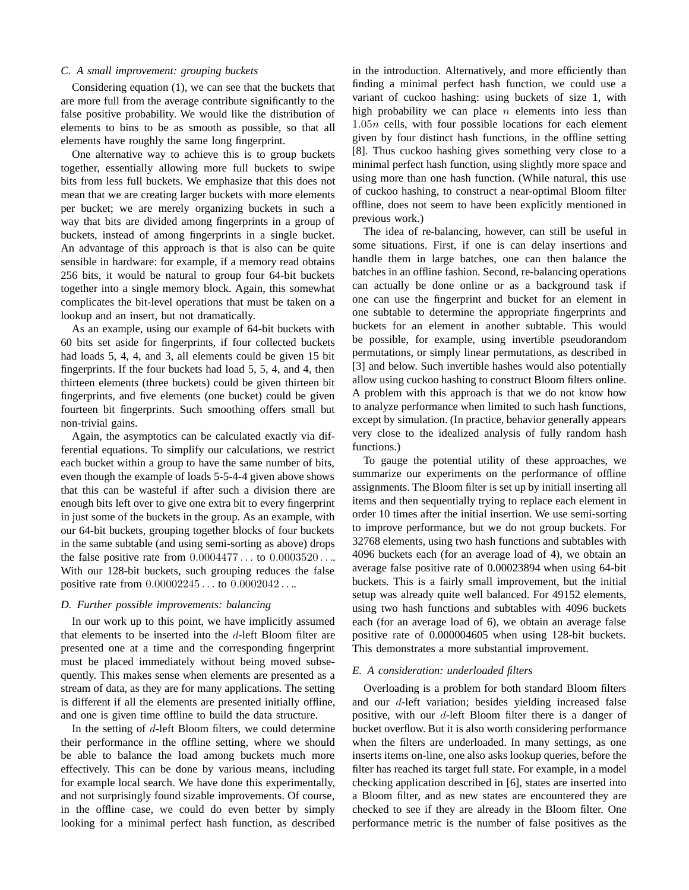### C. A small improvement: grouping buckets

Considering equation (1), we can see that the buckets that are more full from the average contribute significantly to the false positive probability. We would like the distribution of elements to bins to be as smooth as possible, so that all elements have roughly the same long fingerprint.

One alternative way to achieve this is to group buckets together, essentially allowing more full buckets to swipe bits from less full buckets. We emphasize that this does not mean that we are creating larger buckets with more elements per bucket; we are merely organizing buckets in such a way that bits are divided among fingerprints in a group of buckets, instead of among fingerprints in a single bucket. An advantage of this approach is that is also can be quite sensible in hardware: for example, if a memory read obtains 256 bits, it would be natural to group four 64-bit buckets together into a single memory block. Again, this somewhat complicates the bit-level operations that must be taken on a lookup and an insert, but not dramatically.

As an example, using our example of 64-bit buckets with 60 bits set aside for fingerprints, if four collected buckets had loads 5, 4, 4, and 3, all elements could be given 15 bit fingerprints. If the four buckets had load 5, 5, 4, and 4, then thirteen elements (three buckets) could be given thirteen bit fingerprints, and five elements (one bucket) could be given fourteen bit fingerprints. Such smoothing offers small but non-trivial gains.

Again, the asymptotics can be calculated exactly via differential equations. To simplify our calculations, we restrict each bucket within a group to have the same number of bits, even though the example of loads 5-5-4-4 given above shows that this can be wasteful if after such a division there are enough bits left over to give one extra bit to every fingerprint in just some of the buckets in the group. As an example, with our 64-bit buckets, grouping together blocks of four buckets in the same subtable (and using semi-sorting as above) drops the false positive rate from $0.0004477\ldots$ to $0.0003520\ldots$. With our 128-bit buckets, such grouping reduces the false positive rate from $0.00002245\ldots$ to $0.0002042\ldots$.

### D. Further possible improvements: balancing

In our work up to this point, we have implicitly assumed that elements to be inserted into the $d$-left Bloom filter are presented one at a time and the corresponding fingerprint must be placed immediately without being moved subsequently. This makes sense when elements are presented as a stream of data, as they are for many applications. The setting is different if all the elements are presented initially offline, and one is given time offline to build the data structure.

In the setting of $d$-left Bloom filters, we could determine their performance in the offline setting, where we should be able to balance the load among buckets much more effectively. This can be done by various means, including for example local search. We have done this experimentally, and not surprisingly found sizable improvements. Of course, in the offline case, we could do even better by simply looking for a minimal perfect hash function, as described in the introduction. Alternatively, and more efficiently than finding a minimal perfect hash function, we could use a variant of cuckoo hashing: using buckets of size 1, with high probability we can place $n$ elements into less than $1.05n$ cells, with four possible locations for each element given by four distinct hash functions, in the offline setting [8]. Thus cuckoo hashing gives something very close to a minimal perfect hash function, using slightly more space and using more than one hash function. (While natural, this use of cuckoo hashing, to construct a near-optimal Bloom filter offline, does not seem to have been explicitly mentioned in previous work.)

The idea of re-balancing, however, can still be useful in some situations. First, if one is can delay insertions and handle them in large batches, one can then balance the batches in an offline fashion. Second, re-balancing operations can actually be done online or as a background task if one can use the fingerprint and bucket for an element in one subtable to determine the appropriate fingerprints and buckets for an element in another subtable. This would be possible, for example, using invertible pseudorandom permutations, or simply linear permutations, as described in [3] and below. Such invertible hashes would also potentially allow using cuckoo hashing to construct Bloom filters online. A problem with this approach is that we do not know how to analyze performance when limited to such hash functions, except by simulation. (In practice, behavior generally appears very close to the idealized analysis of fully random hash functions.)

To gauge the potential utility of these approaches, we summarize our experiments on the performance of offline assignments. The Bloom filter is set up by initiall inserting all items and then sequentially trying to replace each element in order 10 times after the initial insertion. We use semi-sorting to improve performance, but we do not group buckets. For 32768 elements, using two hash functions and subtables with 4096 buckets each (for an average load of 4), we obtain an average false positive rate of 0.00023894 when using 64-bit buckets. This is a fairly small improvement, but the initial setup was already quite well balanced. For 49152 elements, using two hash functions and subtables with 4096 buckets each (for an average load of 6), we obtain an average false positive rate of 0.000004605 when using 128-bit buckets. This demonstrates a more substantial improvement.

### E. A consideration: underloaded filters

Overloading is a problem for both standard Bloom filters and our $d$-left variation; besides yielding increased false positive, with our $d$-left Bloom filter there is a danger of bucket overflow. But it is also worth considering performance when the filters are underloaded. In many settings, as one inserts items on-line, one also asks lookup queries, before the filter has reached its target full state. For example, in a model checking application described in [6], states are inserted into a Bloom filter, and as new states are encountered they are checked to see if they are already in the Bloom filter. One performance metric is the number of false positives as the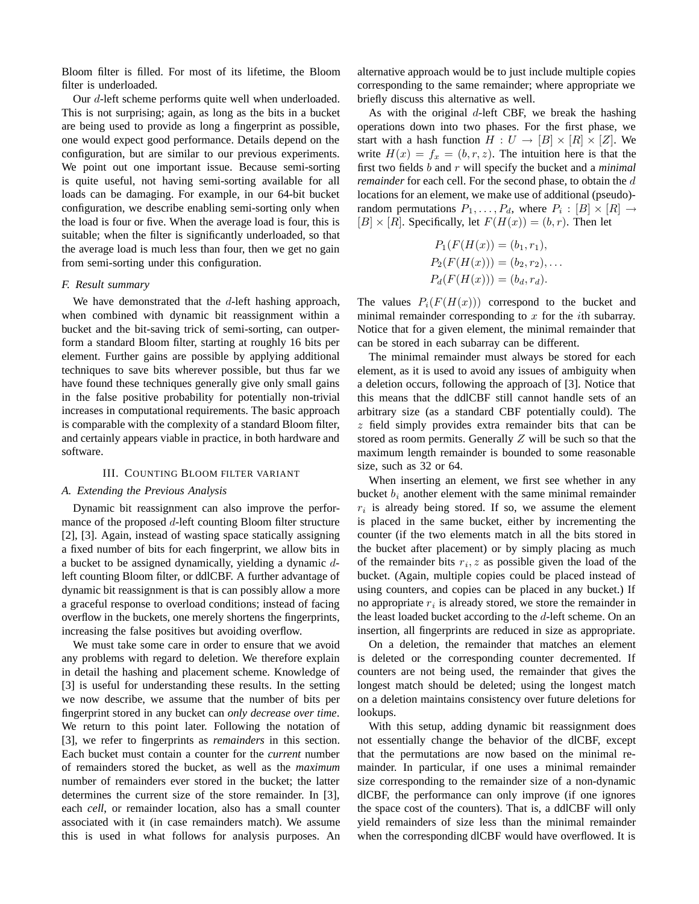Bloom filter is filled. For most of its lifetime, the Bloom filter is underloaded.

Our $d$-left scheme performs quite well when underloaded. This is not surprising; again, as long as the bits in a bucket are being used to provide as long a fingerprint as possible, one would expect good performance. Details depend on the configuration, but are similar to our previous experiments. We point out one important issue. Because semi-sorting is quite useful, not having semi-sorting available for all loads can be damaging. For example, in our 64-bit bucket configuration, we describe enabling semi-sorting only when the load is four or five. When the average load is four, this is suitable; when the filter is significantly underloaded, so that the average load is much less than four, then we get no gain from semi-sorting under this configuration.

### F. Result summary

We have demonstrated that the $d$-left hashing approach, when combined with dynamic bit reassignment within a bucket and the bit-saving trick of semi-sorting, can outperform a standard Bloom filter, starting at roughly 16 bits per element. Further gains are possible by applying additional techniques to save bits wherever possible, but thus far we have found these techniques generally give only small gains in the false positive probability for potentially non-trivial increases in computational requirements. The basic approach is comparable with the complexity of a standard Bloom filter, and certainly appears viable in practice, in both hardware and software.

## III. Counting Bloom filter variant

### A. Extending the Previous Analysis

Dynamic bit reassignment can also improve the performance of the proposed $d$-left counting Bloom filter structure [2], [3]. Again, instead of wasting space statically assigning a fixed number of bits for each fingerprint, we allow bits in a bucket to be assigned dynamically, yielding a dynamic $d$-left counting Bloom filter, or ddlCBF. A further advantage of dynamic bit reassignment is that is can possibly allow a more a graceful response to overload conditions; instead of facing overflow in the buckets, one merely shortens the fingerprints, increasing the false positives but avoiding overflow.

We must take some care in order to ensure that we avoid any problems with regard to deletion. We therefore explain in detail the hashing and placement scheme. Knowledge of [3] is useful for understanding these results. In the setting we now describe, we assume that the number of bits per fingerprint stored in any bucket can *only decrease over time*. We return to this point later. Following the notation of [3], we refer to fingerprints as *remainders* in this section. Each bucket must contain a counter for the *current* number of remainders stored the bucket, as well as the *maximum* number of remainders ever stored in the bucket; the latter determines the current size of the store remainder. In [3], each *cell*, or remainder location, also has a small counter associated with it (in case remainders match). We assume this is used in what follows for analysis purposes. An alternative approach would be to just include multiple copies corresponding to the same remainder; where appropriate we briefly discuss this alternative as well.

As with the original $d$-left CBF, we break the hashing operations down into two phases. For the first phase, we start with a hash function $H : U \rightarrow [B] \times [R] \times [Z]$. We write $H(x) = f_x = (b, r, z)$. The intuition here is that the first two fields $b$ and $r$ will specify the bucket and a *minimal remainder* for each cell. For the second phase, to obtain the $d$ locations for an element, we make use of additional (pseudo)-random permutations $P_1, \ldots, P_d$, where $P_i : [B] \times [R] \rightarrow [B] \times [R]$. Specifically, let $F(H(x)) = (b, r)$. Then let

$$P_1(F(H(x)) = (b_1, r_1),$$
$$P_2(F(H(x))) = (b_2, r_2), \ldots$$
$$P_d(F(H(x))) = (b_d, r_d).$$

The values $P_i(F(H(x)))$ correspond to the bucket and minimal remainder corresponding to $x$ for the $i$th subarray. Notice that for a given element, the minimal remainder that can be stored in each subarray can be different.

The minimal remainder must always be stored for each element, as it is used to avoid any issues of ambiguity when a deletion occurs, following the approach of [3]. Notice that this means that the ddlCBF still cannot handle sets of an arbitrary size (as a standard CBF potentially could). The $z$ field simply provides extra remainder bits that can be stored as room permits. Generally $Z$ will be such so that the maximum length remainder is bounded to some reasonable size, such as 32 or 64.

When inserting an element, we first see whether in any bucket $b_i$ another element with the same minimal remainder $r_i$ is already being stored. If so, we assume the element is placed in the same bucket, either by incrementing the counter (if the two elements match in all the bits stored in the bucket after placement) or by simply placing as much of the remainder bits $r_i, z$ as possible given the load of the bucket. (Again, multiple copies could be placed instead of using counters, and copies can be placed in any bucket.) If no appropriate $r_i$ is already stored, we store the remainder in the least loaded bucket according to the $d$-left scheme. On an insertion, all fingerprints are reduced in size as appropriate.

On a deletion, the remainder that matches an element is deleted or the corresponding counter decremented. If counters are not being used, the remainder that gives the longest match should be deleted; using the longest match on a deletion maintains consistency over future deletions for lookups.

With this setup, adding dynamic bit reassignment does not essentially change the behavior of the dlCBF, except that the permutations are now based on the minimal remainder. In particular, if one uses a minimal remainder size corresponding to the remainder size of a non-dynamic dlCBF, the performance can only improve (if one ignores the space cost of the counters). That is, a ddlCBF will only yield remainders of size less than the minimal remainder when the corresponding dlCBF would have overflowed. It is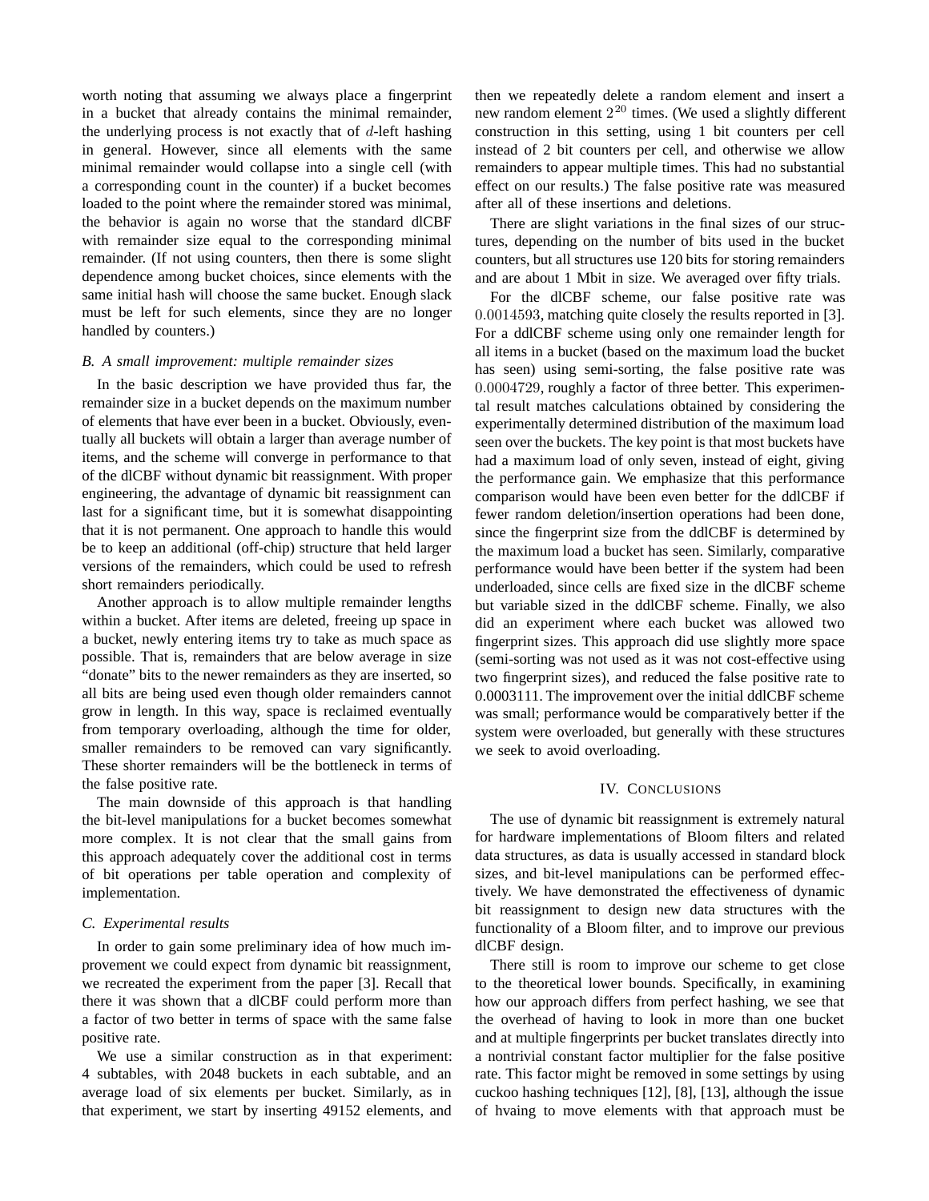worth noting that assuming we always place a fingerprint in a bucket that already contains the minimal remainder, the underlying process is not exactly that of $d$-left hashing in general. However, since all elements with the same minimal remainder would collapse into a single cell (with a corresponding count in the counter) if a bucket becomes loaded to the point where the remainder stored was minimal, the behavior is again no worse that the standard dlCBF with remainder size equal to the corresponding minimal remainder. (If not using counters, then there is some slight dependence among bucket choices, since elements with the same initial hash will choose the same bucket. Enough slack must be left for such elements, since they are no longer handled by counters.)

### *B. A small improvement: multiple remainder sizes*

In the basic description we have provided thus far, the remainder size in a bucket depends on the maximum number of elements that have ever been in a bucket. Obviously, eventually all buckets will obtain a larger than average number of items, and the scheme will converge in performance to that of the dlCBF without dynamic bit reassignment. With proper engineering, the advantage of dynamic bit reassignment can last for a significant time, but it is somewhat disappointing that it is not permanent. One approach to handle this would be to keep an additional (off-chip) structure that held larger versions of the remainders, which could be used to refresh short remainders periodically.

Another approach is to allow multiple remainder lengths within a bucket. After items are deleted, freeing up space in a bucket, newly entering items try to take as much space as possible. That is, remainders that are below average in size "donate" bits to the newer remainders as they are inserted, so all bits are being used even though older remainders cannot grow in length. In this way, space is reclaimed eventually from temporary overloading, although the time for older, smaller remainders to be removed can vary significantly. These shorter remainders will be the bottleneck in terms of the false positive rate.

The main downside of this approach is that handling the bit-level manipulations for a bucket becomes somewhat more complex. It is not clear that the small gains from this approach adequately cover the additional cost in terms of bit operations per table operation and complexity of implementation.

### *C. Experimental results*

In order to gain some preliminary idea of how much improvement we could expect from dynamic bit reassignment, we recreated the experiment from the paper [3]. Recall that there it was shown that a dlCBF could perform more than a factor of two better in terms of space with the same false positive rate.

We use a similar construction as in that experiment: 4 subtables, with 2048 buckets in each subtable, and an average load of six elements per bucket. Similarly, as in that experiment, we start by inserting 49152 elements, and then we repeatedly delete a random element and insert a new random element $2^{20}$ times. (We used a slightly different construction in this setting, using 1 bit counters per cell instead of 2 bit counters per cell, and otherwise we allow remainders to appear multiple times. This had no substantial effect on our results.) The false positive rate was measured after all of these insertions and deletions.

There are slight variations in the final sizes of our structures, depending on the number of bits used in the bucket counters, but all structures use 120 bits for storing remainders and are about 1 Mbit in size. We averaged over fifty trials.

For the dlCBF scheme, our false positive rate was $0.0014593$, matching quite closely the results reported in [3]. For a ddlCBF scheme using only one remainder length for all items in a bucket (based on the maximum load the bucket has seen) using semi-sorting, the false positive rate was $0.0004729$, roughly a factor of three better. This experimental result matches calculations obtained by considering the experimentally determined distribution of the maximum load seen over the buckets. The key point is that most buckets have had a maximum load of only seven, instead of eight, giving the performance gain. We emphasize that this performance comparison would have been even better for the ddlCBF if fewer random deletion/insertion operations had been done, since the fingerprint size from the ddlCBF is determined by the maximum load a bucket has seen. Similarly, comparative performance would have been better if the system had been underloaded, since cells are fixed size in the dlCBF scheme but variable sized in the ddlCBF scheme. Finally, we also did an experiment where each bucket was allowed two fingerprint sizes. This approach did use slightly more space (semi-sorting was not used as it was not cost-effective using two fingerprint sizes), and reduced the false positive rate to 0.0003111. The improvement over the initial ddlCBF scheme was small; performance would be comparatively better if the system were overloaded, but generally with these structures we seek to avoid overloading.

## IV. Conclusions

The use of dynamic bit reassignment is extremely natural for hardware implementations of Bloom filters and related data structures, as data is usually accessed in standard block sizes, and bit-level manipulations can be performed effectively. We have demonstrated the effectiveness of dynamic bit reassignment to design new data structures with the functionality of a Bloom filter, and to improve our previous dlCBF design.

There still is room to improve our scheme to get close to the theoretical lower bounds. Specifically, in examining how our approach differs from perfect hashing, we see that the overhead of having to look in more than one bucket and at multiple fingerprints per bucket translates directly into a nontrivial constant factor multiplier for the false positive rate. This factor might be removed in some settings by using cuckoo hashing techniques [12], [8], [13], although the issue of hvaing to move elements with that approach must be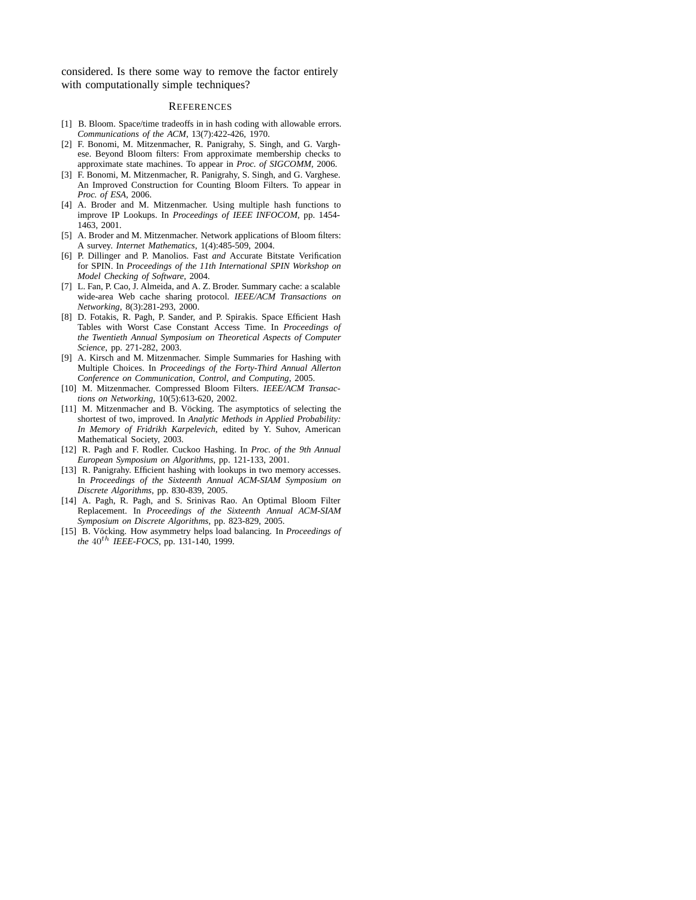considered. Is there some way to remove the factor entirely with computationally simple techniques?

## References

[1] B. Bloom. Space/time tradeoffs in in hash coding with allowable errors. *Communications of the ACM*, 13(7):422-426, 1970.

[2] F. Bonomi, M. Mitzenmacher, R. Panigrahy, S. Singh, and G. Varghese. Beyond Bloom filters: From approximate membership checks to approximate state machines. To appear in *Proc. of SIGCOMM*, 2006.

[3] F. Bonomi, M. Mitzenmacher, R. Panigrahy, S. Singh, and G. Varghese. An Improved Construction for Counting Bloom Filters. To appear in *Proc. of ESA*, 2006.

[4] A. Broder and M. Mitzenmacher. Using multiple hash functions to improve IP Lookups. In *Proceedings of IEEE INFOCOM*, pp. 1454-1463, 2001.

[5] A. Broder and M. Mitzenmacher. Network applications of Bloom filters: A survey. *Internet Mathematics*, 1(4):485-509, 2004.

[6] P. Dillinger and P. Manolios. Fast *and* Accurate Bitstate Verification for SPIN. In *Proceedings of the 11th International SPIN Workshop on Model Checking of Software*, 2004.

[7] L. Fan, P. Cao, J. Almeida, and A. Z. Broder. Summary cache: a scalable wide-area Web cache sharing protocol. *IEEE/ACM Transactions on Networking*, 8(3):281-293, 2000.

[8] D. Fotakis, R. Pagh, P. Sander, and P. Spirakis. Space Efficient Hash Tables with Worst Case Constant Access Time. In *Proceedings of the Twentieth Annual Symposium on Theoretical Aspects of Computer Science*, pp. 271-282, 2003.

[9] A. Kirsch and M. Mitzenmacher. Simple Summaries for Hashing with Multiple Choices. In *Proceedings of the Forty-Third Annual Allerton Conference on Communication, Control, and Computing*, 2005.

[10] M. Mitzenmacher. Compressed Bloom Filters. *IEEE/ACM Transactions on Networking*, 10(5):613-620, 2002.

[11] M. Mitzenmacher and B. Vöcking. The asymptotics of selecting the shortest of two, improved. In *Analytic Methods in Applied Probability: In Memory of Fridrikh Karpelevich*, edited by Y. Suhov, American Mathematical Society, 2003.

[12] R. Pagh and F. Rodler. Cuckoo Hashing. In *Proc. of the 9th Annual European Symposium on Algorithms*, pp. 121-133, 2001.

[13] R. Panigrahy. Efficient hashing with lookups in two memory accesses. In *Proceedings of the Sixteenth Annual ACM-SIAM Symposium on Discrete Algorithms*, pp. 830-839, 2005.

[14] A. Pagh, R. Pagh, and S. Srinivas Rao. An Optimal Bloom Filter Replacement. In *Proceedings of the Sixteenth Annual ACM-SIAM Symposium on Discrete Algorithms*, pp. 823-829, 2005.

[15] B. Vöcking. How asymmetry helps load balancing. In *Proceedings of the $40^{th}$ IEEE-FOCS*, pp. 131-140, 1999.